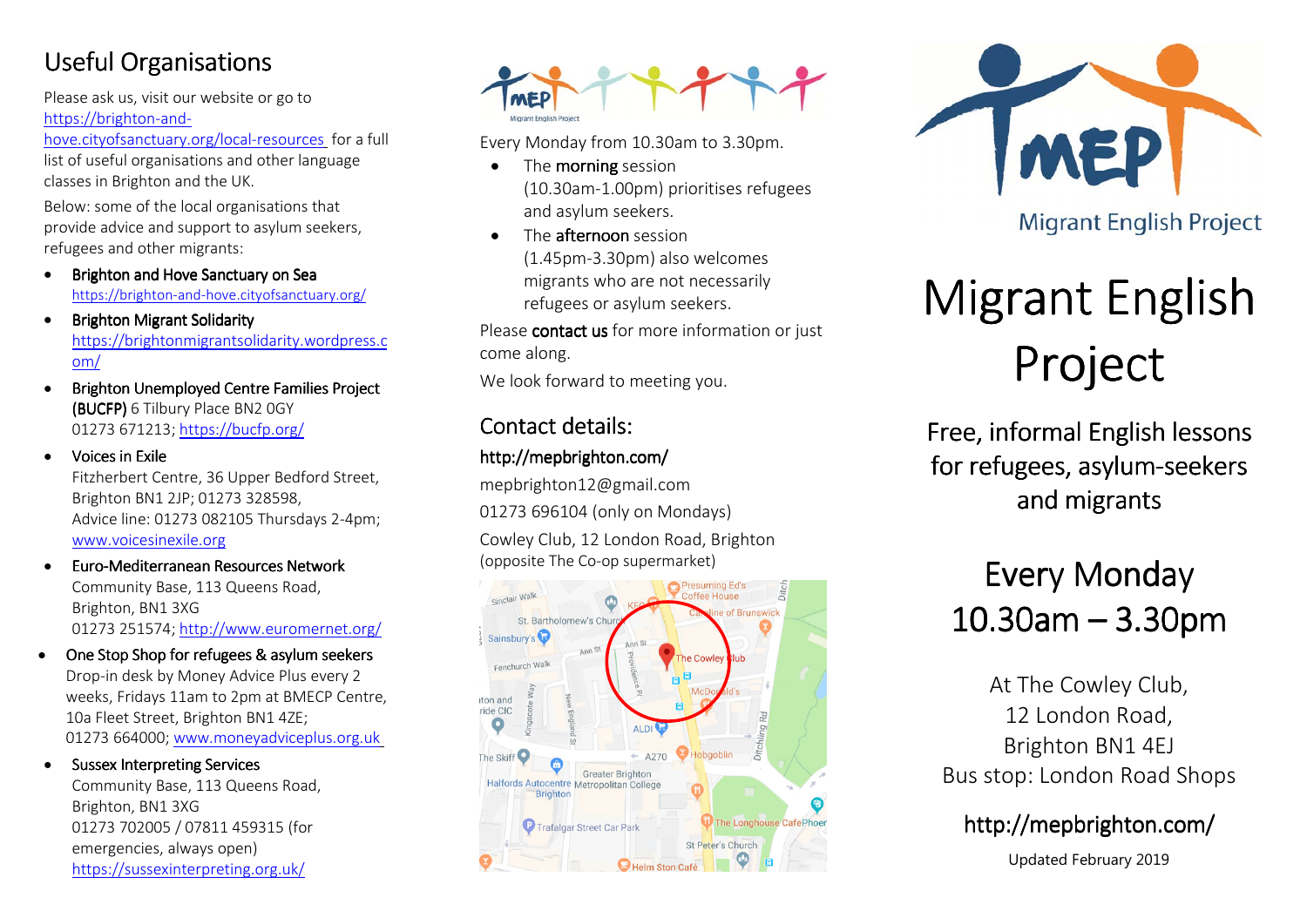## Useful Organisations

Please ask us, visit our website or go to https://brighton-and-hove.cityofsanctuary.org/local-resources for a full list of useful organisations and other language classes in Brighton and the UK.

Below: some of the local organisations that provide advice and support to asylum seekers, refugees and other migrants:

- Brighton and Hove Sanctuary on Sea
  https://brighton-and-hove.cityofsanctuary.org/
- Brighton Migrant Solidarity
  https://brightonmigrantsolidarity.wordpress.com/
- Brighton Unemployed Centre Families Project (BUCFP) 6 Tilbury Place BN2 0GY
  01273 671213; https://bucfp.org/
- Voices in Exile
  Fitzherbert Centre, 36 Upper Bedford Street, Brighton BN1 2JP; 01273 328598,
  Advice line: 01273 082105 Thursdays 2-4pm;
  www.voicesinexile.org
- Euro-Mediterranean Resources Network
  Community Base, 113 Queens Road, Brighton, BN1 3XG
  01273 251574; http://www.euromernet.org/
- One Stop Shop for refugees & asylum seekers
  Drop-in desk by Money Advice Plus every 2 weeks, Fridays 11am to 2pm at BMECP Centre, 10a Fleet Street, Brighton BN1 4ZE;
  01273 664000; www.moneyadviceplus.org.uk
- Sussex Interpreting Services
  Community Base, 113 Queens Road, Brighton, BN1 3XG
  01273 702005 / 07811 459315 (for emergencies, always open)
  https://sussexinterpreting.org.uk/

MEP Migrant English Project

Every Monday from 10.30am to 3.30pm.

- The **morning** session (10.30am-1.00pm) prioritises refugees and asylum seekers.
- The **afternoon** session (1.45pm-3.30pm) also welcomes migrants who are not necessarily refugees or asylum seekers.

Please **contact us** for more information or just come along.

We look forward to meeting you.

## Contact details:

**http://mepbrighton.com/**

mepbrighton12@gmail.com

01273 696104 (only on Mondays)

Cowley Club, 12 London Road, Brighton
(opposite The Co-op supermarket)

MEP Migrant English Project

# Migrant English Project

Free, informal English lessons for refugees, asylum-seekers and migrants

## Every Monday 10.30am – 3.30pm

At The Cowley Club,
12 London Road,
Brighton BN1 4EJ
Bus stop: London Road Shops

**http://mepbrighton.com/**

Updated February 2019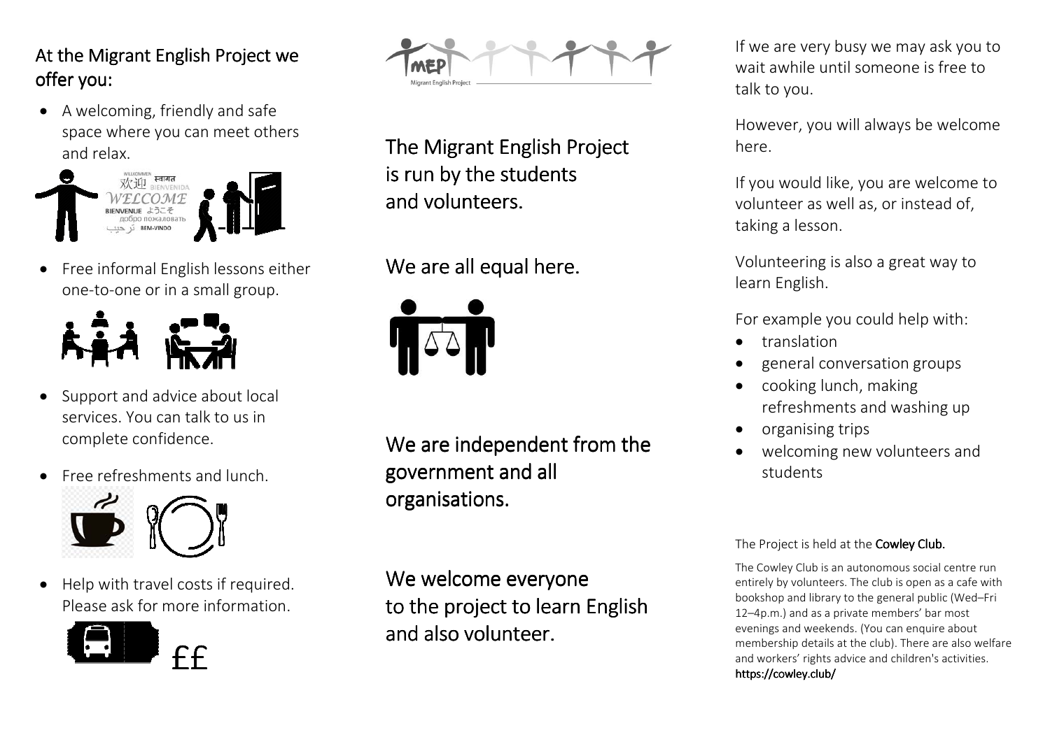## At the Migrant English Project we offer you:

- A welcoming, friendly and safe space where you can meet others and relax.
- Free informal English lessons either one-to-one or in a small group.
- Support and advice about local services. You can talk to us in complete confidence.
- Free refreshments and lunch.
- Help with travel costs if required. Please ask for more information.

The Migrant English Project is run by the students and volunteers.

We are all equal here.

We are independent from the government and all organisations.

We welcome everyone to the project to learn English and also volunteer.

If we are very busy we may ask you to wait awhile until someone is free to talk to you.

However, you will always be welcome here.

If you would like, you are welcome to volunteer as well as, or instead of, taking a lesson.

Volunteering is also a great way to learn English.

For example you could help with:

- translation
- general conversation groups
- cooking lunch, making refreshments and washing up
- organising trips
- welcoming new volunteers and students

The Project is held at the **Cowley Club.**

The Cowley Club is an autonomous social centre run entirely by volunteers. The club is open as a cafe with bookshop and library to the general public (Wed–Fri 12–4p.m.) and as a private members' bar most evenings and weekends. (You can enquire about membership details at the club). There are also welfare and workers' rights advice and children's activities.
**https://cowley.club/**